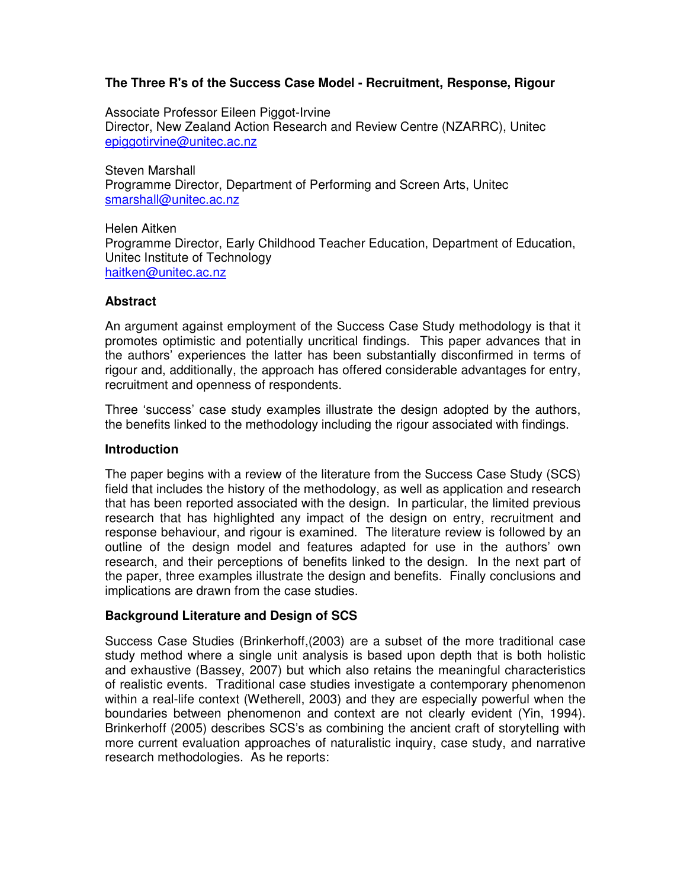# The Three R's of the Success Case Model - Recruitment, Response, Rigour

Associate Professor Eileen Piggot-Irvine
Director, New Zealand Action Research and Review Centre (NZARRC), Unitec
epiggotirvine@unitec.ac.nz

Steven Marshall
Programme Director, Department of Performing and Screen Arts, Unitec
smarshall@unitec.ac.nz

Helen Aitken
Programme Director, Early Childhood Teacher Education, Department of Education, Unitec Institute of Technology
haitken@unitec.ac.nz

## Abstract

An argument against employment of the Success Case Study methodology is that it promotes optimistic and potentially uncritical findings. This paper advances that in the authors' experiences the latter has been substantially disconfirmed in terms of rigour and, additionally, the approach has offered considerable advantages for entry, recruitment and openness of respondents.

Three 'success' case study examples illustrate the design adopted by the authors, the benefits linked to the methodology including the rigour associated with findings.

## Introduction

The paper begins with a review of the literature from the Success Case Study (SCS) field that includes the history of the methodology, as well as application and research that has been reported associated with the design. In particular, the limited previous research that has highlighted any impact of the design on entry, recruitment and response behaviour, and rigour is examined. The literature review is followed by an outline of the design model and features adapted for use in the authors' own research, and their perceptions of benefits linked to the design. In the next part of the paper, three examples illustrate the design and benefits. Finally conclusions and implications are drawn from the case studies.

## Background Literature and Design of SCS

Success Case Studies (Brinkerhoff,(2003) are a subset of the more traditional case study method where a single unit analysis is based upon depth that is both holistic and exhaustive (Bassey, 2007) but which also retains the meaningful characteristics of realistic events. Traditional case studies investigate a contemporary phenomenon within a real-life context (Wetherell, 2003) and they are especially powerful when the boundaries between phenomenon and context are not clearly evident (Yin, 1994). Brinkerhoff (2005) describes SCS's as combining the ancient craft of storytelling with more current evaluation approaches of naturalistic inquiry, case study, and narrative research methodologies. As he reports: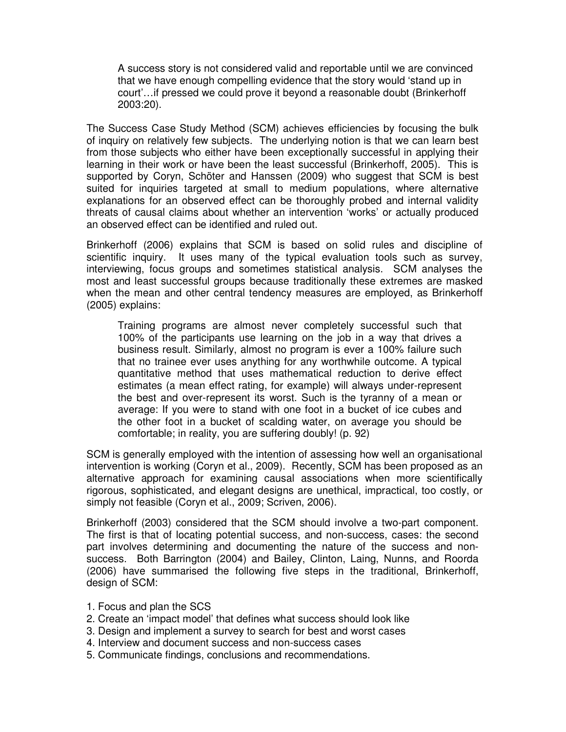> A success story is not considered valid and reportable until we are convinced that we have enough compelling evidence that the story would 'stand up in court'…if pressed we could prove it beyond a reasonable doubt (Brinkerhoff 2003:20).

The Success Case Study Method (SCM) achieves efficiencies by focusing the bulk of inquiry on relatively few subjects. The underlying notion is that we can learn best from those subjects who either have been exceptionally successful in applying their learning in their work or have been the least successful (Brinkerhoff, 2005). This is supported by Coryn, Schöter and Hanssen (2009) who suggest that SCM is best suited for inquiries targeted at small to medium populations, where alternative explanations for an observed effect can be thoroughly probed and internal validity threats of causal claims about whether an intervention 'works' or actually produced an observed effect can be identified and ruled out.

Brinkerhoff (2006) explains that SCM is based on solid rules and discipline of scientific inquiry. It uses many of the typical evaluation tools such as survey, interviewing, focus groups and sometimes statistical analysis. SCM analyses the most and least successful groups because traditionally these extremes are masked when the mean and other central tendency measures are employed, as Brinkerhoff (2005) explains:

> Training programs are almost never completely successful such that 100% of the participants use learning on the job in a way that drives a business result. Similarly, almost no program is ever a 100% failure such that no trainee ever uses anything for any worthwhile outcome. A typical quantitative method that uses mathematical reduction to derive effect estimates (a mean effect rating, for example) will always under-represent the best and over-represent its worst. Such is the tyranny of a mean or average: If you were to stand with one foot in a bucket of ice cubes and the other foot in a bucket of scalding water, on average you should be comfortable; in reality, you are suffering doubly! (p. 92)

SCM is generally employed with the intention of assessing how well an organisational intervention is working (Coryn et al., 2009). Recently, SCM has been proposed as an alternative approach for examining causal associations when more scientifically rigorous, sophisticated, and elegant designs are unethical, impractical, too costly, or simply not feasible (Coryn et al., 2009; Scriven, 2006).

Brinkerhoff (2003) considered that the SCM should involve a two-part component. The first is that of locating potential success, and non-success, cases: the second part involves determining and documenting the nature of the success and non-success. Both Barrington (2004) and Bailey, Clinton, Laing, Nunns, and Roorda (2006) have summarised the following five steps in the traditional, Brinkerhoff, design of SCM:

1. Focus and plan the SCS
2. Create an 'impact model' that defines what success should look like
3. Design and implement a survey to search for best and worst cases
4. Interview and document success and non-success cases
5. Communicate findings, conclusions and recommendations.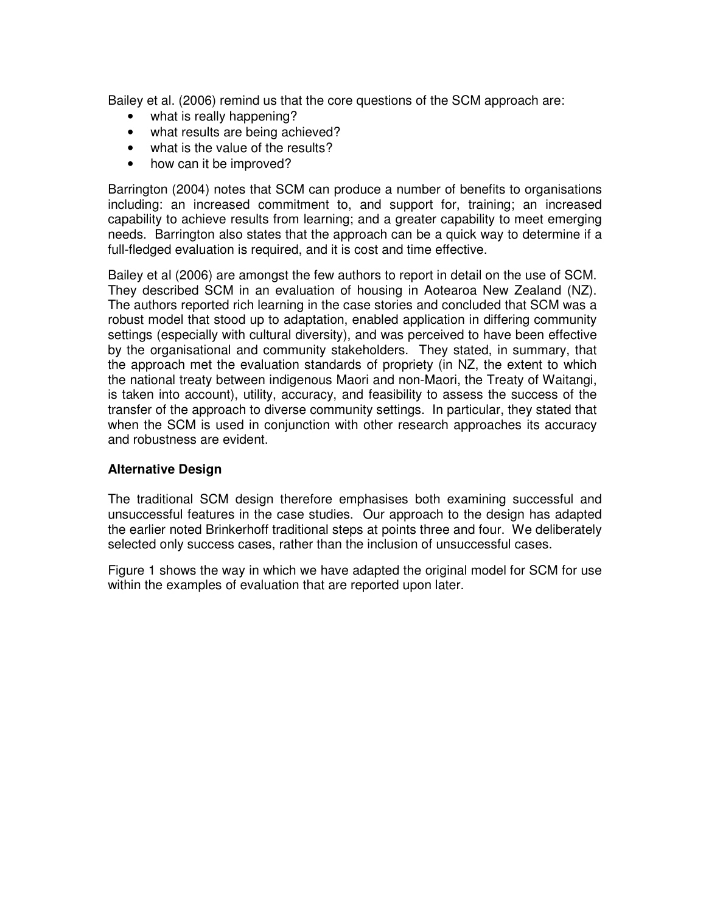Bailey et al. (2006) remind us that the core questions of the SCM approach are:

- what is really happening?
- what results are being achieved?
- what is the value of the results?
- how can it be improved?

Barrington (2004) notes that SCM can produce a number of benefits to organisations including: an increased commitment to, and support for, training; an increased capability to achieve results from learning; and a greater capability to meet emerging needs. Barrington also states that the approach can be a quick way to determine if a full-fledged evaluation is required, and it is cost and time effective.

Bailey et al (2006) are amongst the few authors to report in detail on the use of SCM. They described SCM in an evaluation of housing in Aotearoa New Zealand (NZ). The authors reported rich learning in the case stories and concluded that SCM was a robust model that stood up to adaptation, enabled application in differing community settings (especially with cultural diversity), and was perceived to have been effective by the organisational and community stakeholders. They stated, in summary, that the approach met the evaluation standards of propriety (in NZ, the extent to which the national treaty between indigenous Maori and non-Maori, the Treaty of Waitangi, is taken into account), utility, accuracy, and feasibility to assess the success of the transfer of the approach to diverse community settings. In particular, they stated that when the SCM is used in conjunction with other research approaches its accuracy and robustness are evident.

**Alternative Design**

The traditional SCM design therefore emphasises both examining successful and unsuccessful features in the case studies. Our approach to the design has adapted the earlier noted Brinkerhoff traditional steps at points three and four. We deliberately selected only success cases, rather than the inclusion of unsuccessful cases.

Figure 1 shows the way in which we have adapted the original model for SCM for use within the examples of evaluation that are reported upon later.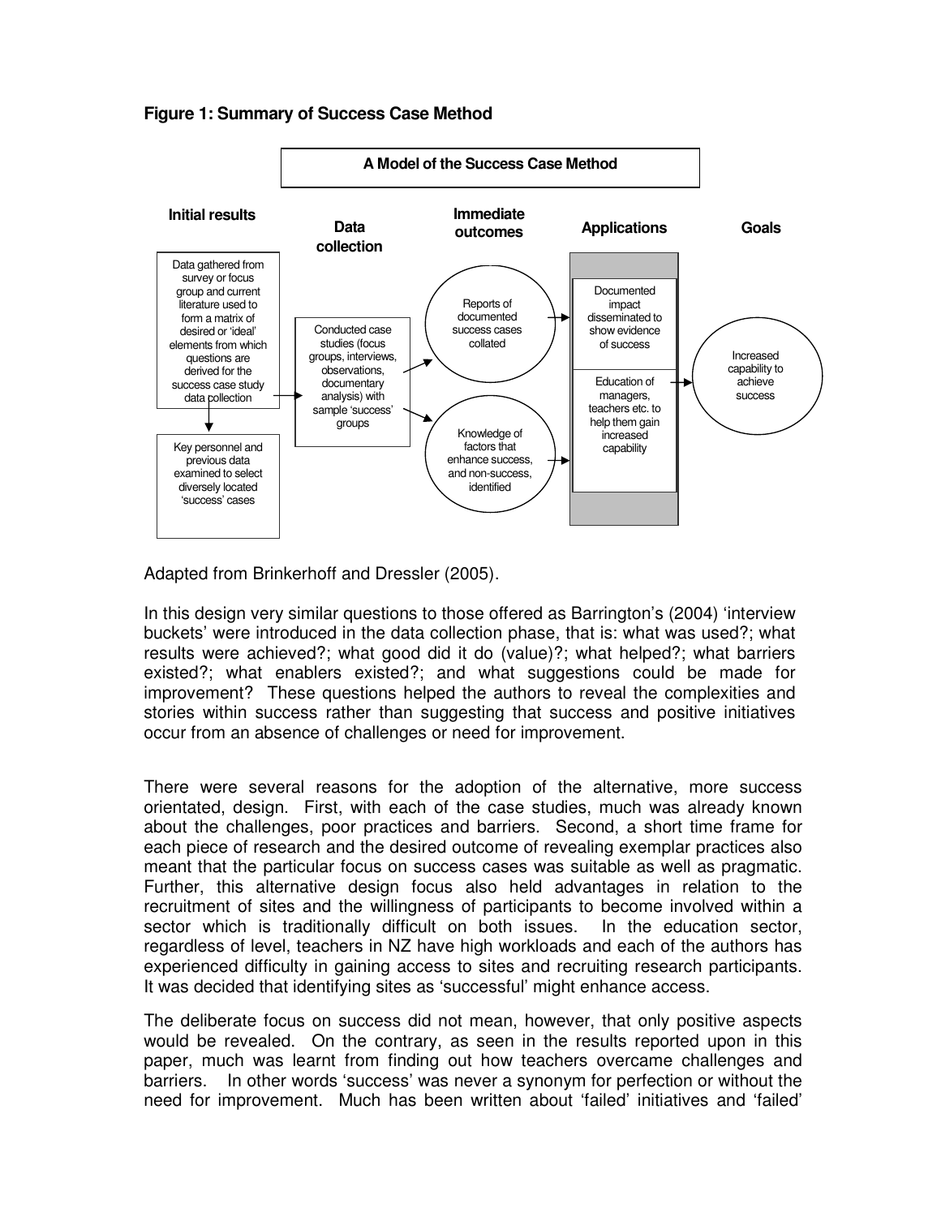**Figure 1: Summary of Success Case Method**

**A Model of the Success Case Method**

| Initial results | Data collection | Immediate outcomes | Applications | Goals |
|---|---|---|---|---|
| Data gathered from survey or focus group and current literature used to form a matrix of desired or 'ideal' elements from which questions are derived for the success case study data collection | Conducted case studies (focus groups, interviews, observations, documentary analysis) with sample 'success' groups | Reports of documented success cases collated | Documented impact disseminated to show evidence of success | Increased capability to achieve success |
| Key personnel and previous data examined to select diversely located 'success' cases | | Knowledge of factors that enhance success, and non-success, identified | Education of managers, teachers etc. to help them gain increased capability | |

Adapted from Brinkerhoff and Dressler (2005).

In this design very similar questions to those offered as Barrington's (2004) 'interview buckets' were introduced in the data collection phase, that is: what was used?; what results were achieved?; what good did it do (value)?; what helped?; what barriers existed?; what enablers existed?; and what suggestions could be made for improvement? These questions helped the authors to reveal the complexities and stories within success rather than suggesting that success and positive initiatives occur from an absence of challenges or need for improvement.

There were several reasons for the adoption of the alternative, more success orientated, design. First, with each of the case studies, much was already known about the challenges, poor practices and barriers. Second, a short time frame for each piece of research and the desired outcome of revealing exemplar practices also meant that the particular focus on success cases was suitable as well as pragmatic. Further, this alternative design focus also held advantages in relation to the recruitment of sites and the willingness of participants to become involved within a sector which is traditionally difficult on both issues. In the education sector, regardless of level, teachers in NZ have high workloads and each of the authors has experienced difficulty in gaining access to sites and recruiting research participants. It was decided that identifying sites as 'successful' might enhance access.

The deliberate focus on success did not mean, however, that only positive aspects would be revealed. On the contrary, as seen in the results reported upon in this paper, much was learnt from finding out how teachers overcame challenges and barriers. In other words 'success' was never a synonym for perfection or without the need for improvement. Much has been written about 'failed' initiatives and 'failed'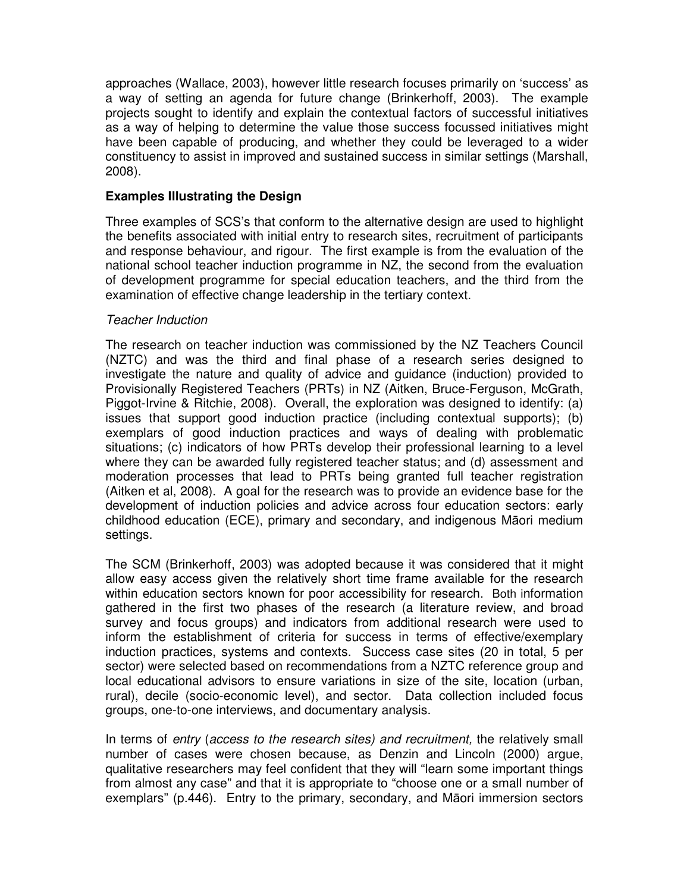approaches (Wallace, 2003), however little research focuses primarily on 'success' as a way of setting an agenda for future change (Brinkerhoff, 2003). The example projects sought to identify and explain the contextual factors of successful initiatives as a way of helping to determine the value those success focussed initiatives might have been capable of producing, and whether they could be leveraged to a wider constituency to assist in improved and sustained success in similar settings (Marshall, 2008).

### Examples Illustrating the Design

Three examples of SCS's that conform to the alternative design are used to highlight the benefits associated with initial entry to research sites, recruitment of participants and response behaviour, and rigour. The first example is from the evaluation of the national school teacher induction programme in NZ, the second from the evaluation of development programme for special education teachers, and the third from the examination of effective change leadership in the tertiary context.

#### *Teacher Induction*

The research on teacher induction was commissioned by the NZ Teachers Council (NZTC) and was the third and final phase of a research series designed to investigate the nature and quality of advice and guidance (induction) provided to Provisionally Registered Teachers (PRTs) in NZ (Aitken, Bruce-Ferguson, McGrath, Piggot-Irvine & Ritchie, 2008). Overall, the exploration was designed to identify: (a) issues that support good induction practice (including contextual supports); (b) exemplars of good induction practices and ways of dealing with problematic situations; (c) indicators of how PRTs develop their professional learning to a level where they can be awarded fully registered teacher status; and (d) assessment and moderation processes that lead to PRTs being granted full teacher registration (Aitken et al, 2008). A goal for the research was to provide an evidence base for the development of induction policies and advice across four education sectors: early childhood education (ECE), primary and secondary, and indigenous Māori medium settings.

The SCM (Brinkerhoff, 2003) was adopted because it was considered that it might allow easy access given the relatively short time frame available for the research within education sectors known for poor accessibility for research. Both information gathered in the first two phases of the research (a literature review, and broad survey and focus groups) and indicators from additional research were used to inform the establishment of criteria for success in terms of effective/exemplary induction practices, systems and contexts. Success case sites (20 in total, 5 per sector) were selected based on recommendations from a NZTC reference group and local educational advisors to ensure variations in size of the site, location (urban, rural), decile (socio-economic level), and sector. Data collection included focus groups, one-to-one interviews, and documentary analysis.

In terms of *entry* (*access to the research sites) and recruitment,* the relatively small number of cases were chosen because, as Denzin and Lincoln (2000) argue, qualitative researchers may feel confident that they will "learn some important things from almost any case" and that it is appropriate to "choose one or a small number of exemplars" (p.446). Entry to the primary, secondary, and Māori immersion sectors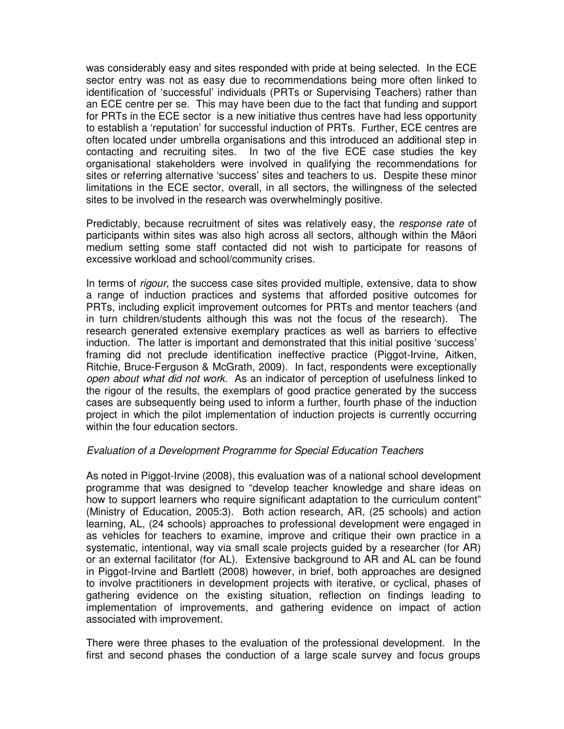was considerably easy and sites responded with pride at being selected. In the ECE sector entry was not as easy due to recommendations being more often linked to identification of 'successful' individuals (PRTs or Supervising Teachers) rather than an ECE centre per se. This may have been due to the fact that funding and support for PRTs in the ECE sector is a new initiative thus centres have had less opportunity to establish a 'reputation' for successful induction of PRTs. Further, ECE centres are often located under umbrella organisations and this introduced an additional step in contacting and recruiting sites. In two of the five ECE case studies the key organisational stakeholders were involved in qualifying the recommendations for sites or referring alternative 'success' sites and teachers to us. Despite these minor limitations in the ECE sector, overall, in all sectors, the willingness of the selected sites to be involved in the research was overwhelmingly positive.

Predictably, because recruitment of sites was relatively easy, the *response rate* of participants within sites was also high across all sectors, although within the Māori medium setting some staff contacted did not wish to participate for reasons of excessive workload and school/community crises.

In terms of *rigour*, the success case sites provided multiple, extensive, data to show a range of induction practices and systems that afforded positive outcomes for PRTs, including explicit improvement outcomes for PRTs and mentor teachers (and in turn children/students although this was not the focus of the research). The research generated extensive exemplary practices as well as barriers to effective induction. The latter is important and demonstrated that this initial positive 'success' framing did not preclude identification ineffective practice (Piggot-Irvine, Aitken, Ritchie, Bruce-Ferguson & McGrath, 2009). In fact, respondents were exceptionally *open about what did not work.* As an indicator of perception of usefulness linked to the rigour of the results, the exemplars of good practice generated by the success cases are subsequently being used to inform a further, fourth phase of the induction project in which the pilot implementation of induction projects is currently occurring within the four education sectors.

*Evaluation of a Development Programme for Special Education Teachers*

As noted in Piggot-Irvine (2008), this evaluation was of a national school development programme that was designed to "develop teacher knowledge and share ideas on how to support learners who require significant adaptation to the curriculum content" (Ministry of Education, 2005:3). Both action research, AR, (25 schools) and action learning, AL, (24 schools) approaches to professional development were engaged in as vehicles for teachers to examine, improve and critique their own practice in a systematic, intentional, way via small scale projects guided by a researcher (for AR) or an external facilitator (for AL). Extensive background to AR and AL can be found in Piggot-Irvine and Bartlett (2008) however, in brief, both approaches are designed to involve practitioners in development projects with iterative, or cyclical, phases of gathering evidence on the existing situation, reflection on findings leading to implementation of improvements, and gathering evidence on impact of action associated with improvement.

There were three phases to the evaluation of the professional development. In the first and second phases the conduction of a large scale survey and focus groups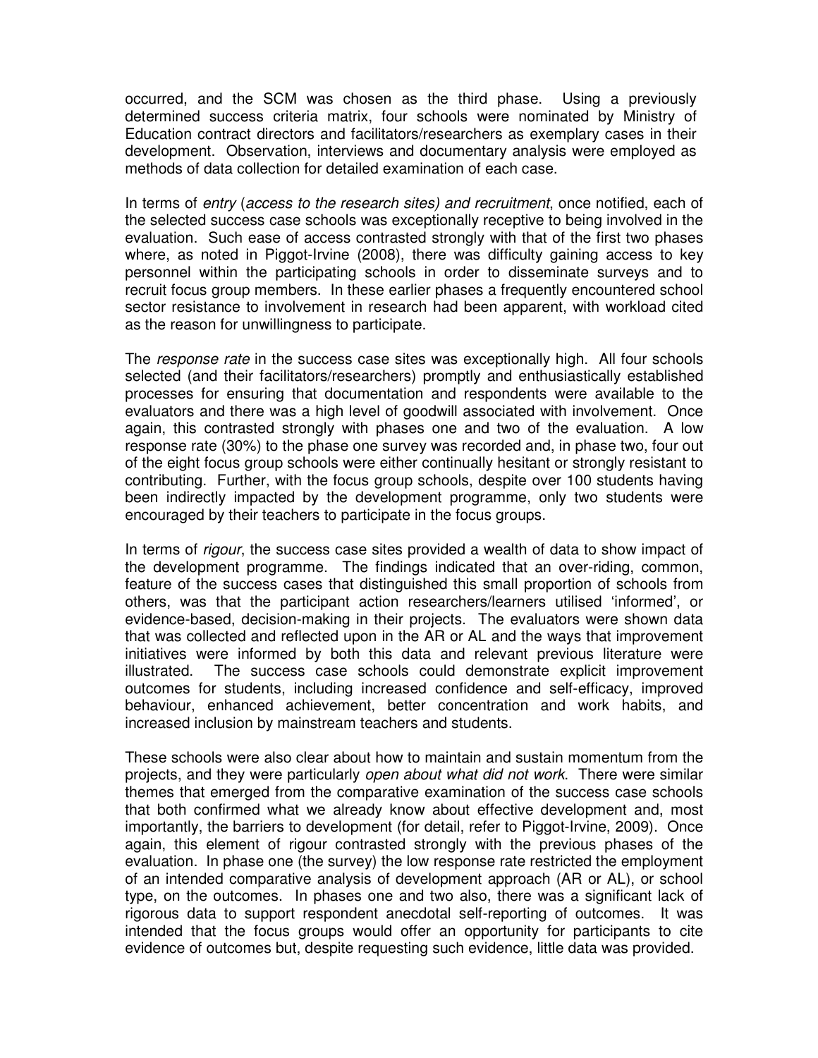occurred, and the SCM was chosen as the third phase. Using a previously determined success criteria matrix, four schools were nominated by Ministry of Education contract directors and facilitators/researchers as exemplary cases in their development. Observation, interviews and documentary analysis were employed as methods of data collection for detailed examination of each case.

In terms of *entry* (*access to the research sites) and recruitment*, once notified, each of the selected success case schools was exceptionally receptive to being involved in the evaluation. Such ease of access contrasted strongly with that of the first two phases where, as noted in Piggot-Irvine (2008), there was difficulty gaining access to key personnel within the participating schools in order to disseminate surveys and to recruit focus group members. In these earlier phases a frequently encountered school sector resistance to involvement in research had been apparent, with workload cited as the reason for unwillingness to participate.

The *response rate* in the success case sites was exceptionally high. All four schools selected (and their facilitators/researchers) promptly and enthusiastically established processes for ensuring that documentation and respondents were available to the evaluators and there was a high level of goodwill associated with involvement. Once again, this contrasted strongly with phases one and two of the evaluation. A low response rate (30%) to the phase one survey was recorded and, in phase two, four out of the eight focus group schools were either continually hesitant or strongly resistant to contributing. Further, with the focus group schools, despite over 100 students having been indirectly impacted by the development programme, only two students were encouraged by their teachers to participate in the focus groups.

In terms of *rigour*, the success case sites provided a wealth of data to show impact of the development programme. The findings indicated that an over-riding, common, feature of the success cases that distinguished this small proportion of schools from others, was that the participant action researchers/learners utilised 'informed', or evidence-based, decision-making in their projects. The evaluators were shown data that was collected and reflected upon in the AR or AL and the ways that improvement initiatives were informed by both this data and relevant previous literature were illustrated. The success case schools could demonstrate explicit improvement outcomes for students, including increased confidence and self-efficacy, improved behaviour, enhanced achievement, better concentration and work habits, and increased inclusion by mainstream teachers and students.

These schools were also clear about how to maintain and sustain momentum from the projects, and they were particularly *open about what did not work*. There were similar themes that emerged from the comparative examination of the success case schools that both confirmed what we already know about effective development and, most importantly, the barriers to development (for detail, refer to Piggot-Irvine, 2009). Once again, this element of rigour contrasted strongly with the previous phases of the evaluation. In phase one (the survey) the low response rate restricted the employment of an intended comparative analysis of development approach (AR or AL), or school type, on the outcomes. In phases one and two also, there was a significant lack of rigorous data to support respondent anecdotal self-reporting of outcomes. It was intended that the focus groups would offer an opportunity for participants to cite evidence of outcomes but, despite requesting such evidence, little data was provided.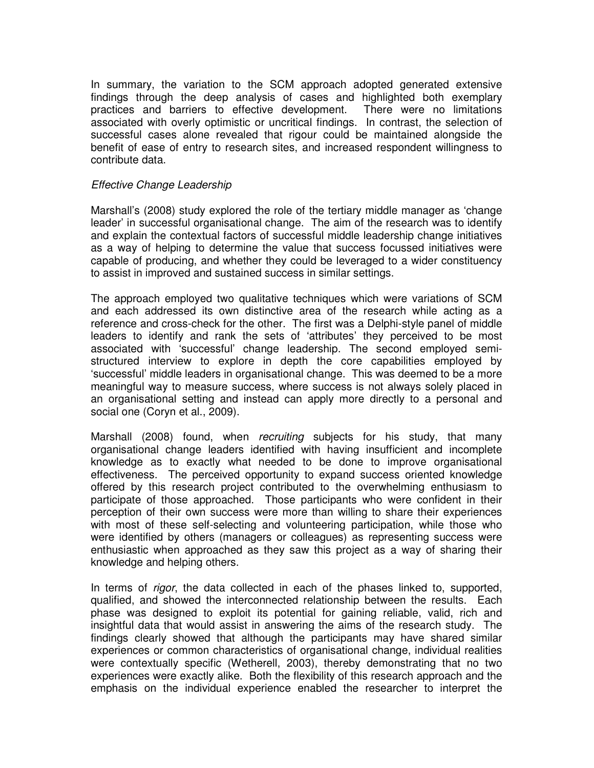In summary, the variation to the SCM approach adopted generated extensive findings through the deep analysis of cases and highlighted both exemplary practices and barriers to effective development. There were no limitations associated with overly optimistic or uncritical findings. In contrast, the selection of successful cases alone revealed that rigour could be maintained alongside the benefit of ease of entry to research sites, and increased respondent willingness to contribute data.

*Effective Change Leadership*

Marshall's (2008) study explored the role of the tertiary middle manager as 'change leader' in successful organisational change. The aim of the research was to identify and explain the contextual factors of successful middle leadership change initiatives as a way of helping to determine the value that success focussed initiatives were capable of producing, and whether they could be leveraged to a wider constituency to assist in improved and sustained success in similar settings.

The approach employed two qualitative techniques which were variations of SCM and each addressed its own distinctive area of the research while acting as a reference and cross-check for the other. The first was a Delphi-style panel of middle leaders to identify and rank the sets of 'attributes' they perceived to be most associated with 'successful' change leadership. The second employed semi-structured interview to explore in depth the core capabilities employed by 'successful' middle leaders in organisational change. This was deemed to be a more meaningful way to measure success, where success is not always solely placed in an organisational setting and instead can apply more directly to a personal and social one (Coryn et al., 2009).

Marshall (2008) found, when *recruiting* subjects for his study, that many organisational change leaders identified with having insufficient and incomplete knowledge as to exactly what needed to be done to improve organisational effectiveness. The perceived opportunity to expand success oriented knowledge offered by this research project contributed to the overwhelming enthusiasm to participate of those approached. Those participants who were confident in their perception of their own success were more than willing to share their experiences with most of these self-selecting and volunteering participation, while those who were identified by others (managers or colleagues) as representing success were enthusiastic when approached as they saw this project as a way of sharing their knowledge and helping others.

In terms of *rigor*, the data collected in each of the phases linked to, supported, qualified, and showed the interconnected relationship between the results. Each phase was designed to exploit its potential for gaining reliable, valid, rich and insightful data that would assist in answering the aims of the research study. The findings clearly showed that although the participants may have shared similar experiences or common characteristics of organisational change, individual realities were contextually specific (Wetherell, 2003), thereby demonstrating that no two experiences were exactly alike. Both the flexibility of this research approach and the emphasis on the individual experience enabled the researcher to interpret the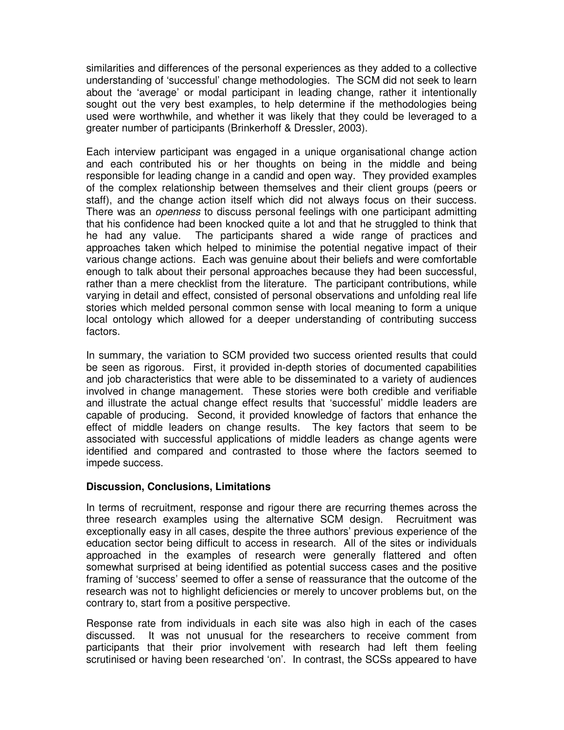similarities and differences of the personal experiences as they added to a collective understanding of 'successful' change methodologies. The SCM did not seek to learn about the 'average' or modal participant in leading change, rather it intentionally sought out the very best examples, to help determine if the methodologies being used were worthwhile, and whether it was likely that they could be leveraged to a greater number of participants (Brinkerhoff & Dressler, 2003).

Each interview participant was engaged in a unique organisational change action and each contributed his or her thoughts on being in the middle and being responsible for leading change in a candid and open way. They provided examples of the complex relationship between themselves and their client groups (peers or staff), and the change action itself which did not always focus on their success. There was an *openness* to discuss personal feelings with one participant admitting that his confidence had been knocked quite a lot and that he struggled to think that he had any value. The participants shared a wide range of practices and approaches taken which helped to minimise the potential negative impact of their various change actions. Each was genuine about their beliefs and were comfortable enough to talk about their personal approaches because they had been successful, rather than a mere checklist from the literature. The participant contributions, while varying in detail and effect, consisted of personal observations and unfolding real life stories which melded personal common sense with local meaning to form a unique local ontology which allowed for a deeper understanding of contributing success factors.

In summary, the variation to SCM provided two success oriented results that could be seen as rigorous. First, it provided in-depth stories of documented capabilities and job characteristics that were able to be disseminated to a variety of audiences involved in change management. These stories were both credible and verifiable and illustrate the actual change effect results that 'successful' middle leaders are capable of producing. Second, it provided knowledge of factors that enhance the effect of middle leaders on change results. The key factors that seem to be associated with successful applications of middle leaders as change agents were identified and compared and contrasted to those where the factors seemed to impede success.

## Discussion, Conclusions, Limitations

In terms of recruitment, response and rigour there are recurring themes across the three research examples using the alternative SCM design. Recruitment was exceptionally easy in all cases, despite the three authors' previous experience of the education sector being difficult to access in research. All of the sites or individuals approached in the examples of research were generally flattered and often somewhat surprised at being identified as potential success cases and the positive framing of 'success' seemed to offer a sense of reassurance that the outcome of the research was not to highlight deficiencies or merely to uncover problems but, on the contrary to, start from a positive perspective.

Response rate from individuals in each site was also high in each of the cases discussed. It was not unusual for the researchers to receive comment from participants that their prior involvement with research had left them feeling scrutinised or having been researched 'on'. In contrast, the SCSs appeared to have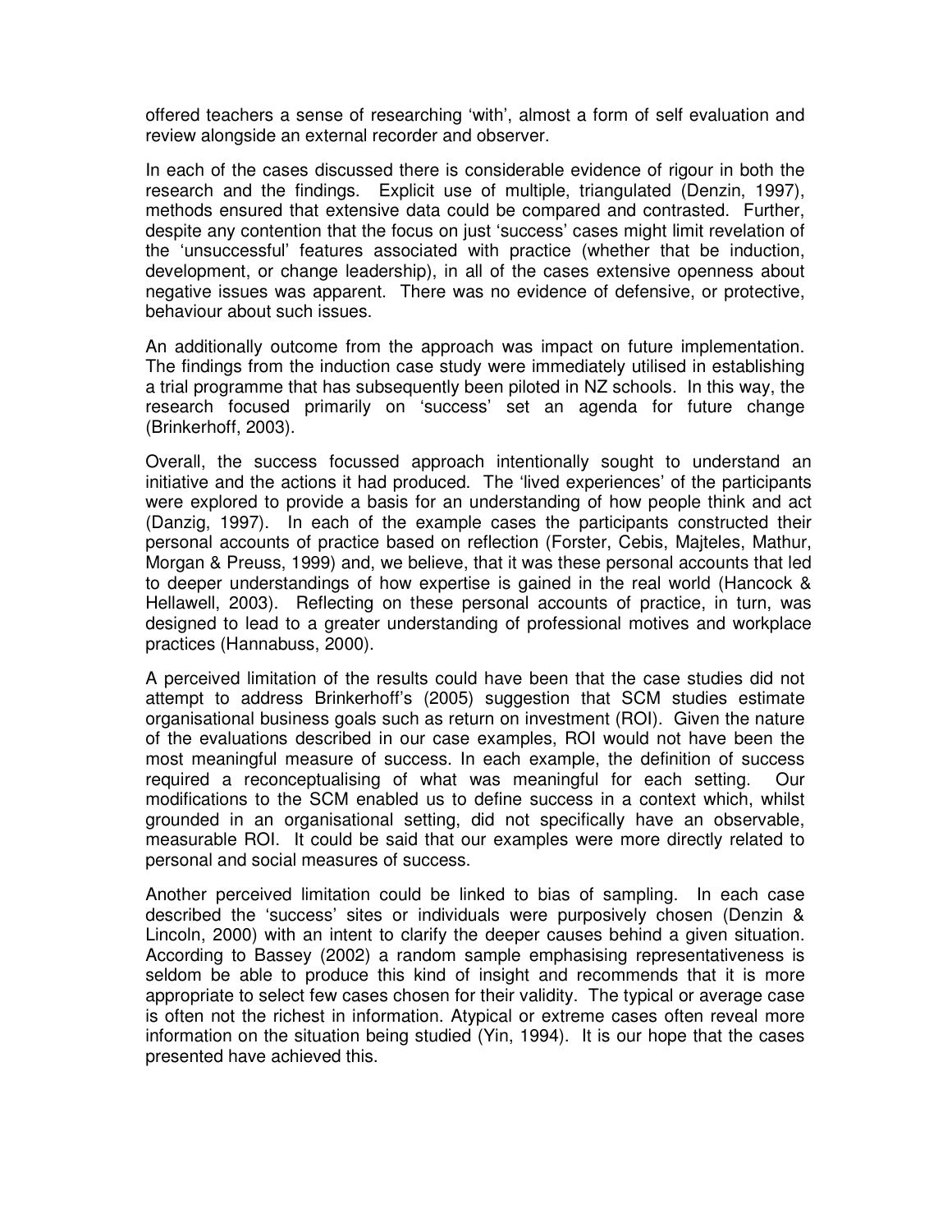offered teachers a sense of researching 'with', almost a form of self evaluation and review alongside an external recorder and observer.

In each of the cases discussed there is considerable evidence of rigour in both the research and the findings. Explicit use of multiple, triangulated (Denzin, 1997), methods ensured that extensive data could be compared and contrasted. Further, despite any contention that the focus on just 'success' cases might limit revelation of the 'unsuccessful' features associated with practice (whether that be induction, development, or change leadership), in all of the cases extensive openness about negative issues was apparent. There was no evidence of defensive, or protective, behaviour about such issues.

An additionally outcome from the approach was impact on future implementation. The findings from the induction case study were immediately utilised in establishing a trial programme that has subsequently been piloted in NZ schools. In this way, the research focused primarily on 'success' set an agenda for future change (Brinkerhoff, 2003).

Overall, the success focussed approach intentionally sought to understand an initiative and the actions it had produced. The 'lived experiences' of the participants were explored to provide a basis for an understanding of how people think and act (Danzig, 1997). In each of the example cases the participants constructed their personal accounts of practice based on reflection (Forster, Cebis, Majteles, Mathur, Morgan & Preuss, 1999) and, we believe, that it was these personal accounts that led to deeper understandings of how expertise is gained in the real world (Hancock & Hellawell, 2003). Reflecting on these personal accounts of practice, in turn, was designed to lead to a greater understanding of professional motives and workplace practices (Hannabuss, 2000).

A perceived limitation of the results could have been that the case studies did not attempt to address Brinkerhoff's (2005) suggestion that SCM studies estimate organisational business goals such as return on investment (ROI). Given the nature of the evaluations described in our case examples, ROI would not have been the most meaningful measure of success. In each example, the definition of success required a reconceptualising of what was meaningful for each setting. Our modifications to the SCM enabled us to define success in a context which, whilst grounded in an organisational setting, did not specifically have an observable, measurable ROI. It could be said that our examples were more directly related to personal and social measures of success.

Another perceived limitation could be linked to bias of sampling. In each case described the 'success' sites or individuals were purposively chosen (Denzin & Lincoln, 2000) with an intent to clarify the deeper causes behind a given situation. According to Bassey (2002) a random sample emphasising representativeness is seldom be able to produce this kind of insight and recommends that it is more appropriate to select few cases chosen for their validity. The typical or average case is often not the richest in information. Atypical or extreme cases often reveal more information on the situation being studied (Yin, 1994). It is our hope that the cases presented have achieved this.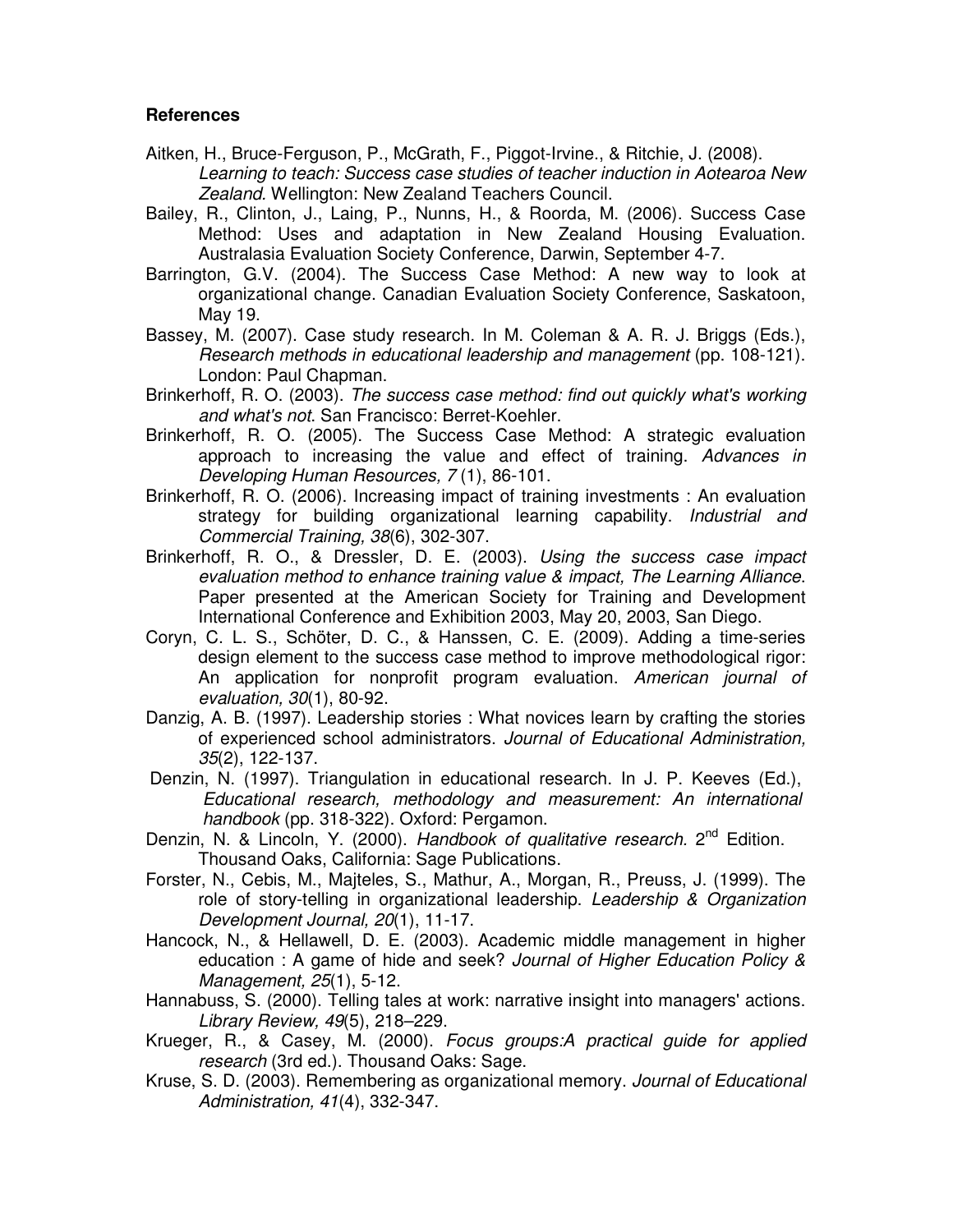**References**

Aitken, H., Bruce-Ferguson, P., McGrath, F., Piggot-Irvine., & Ritchie, J. (2008). *Learning to teach: Success case studies of teacher induction in Aotearoa New Zealand.* Wellington: New Zealand Teachers Council.

Bailey, R., Clinton, J., Laing, P., Nunns, H., & Roorda, M. (2006). Success Case Method: Uses and adaptation in New Zealand Housing Evaluation. Australasia Evaluation Society Conference, Darwin, September 4-7.

Barrington, G.V. (2004). The Success Case Method: A new way to look at organizational change. Canadian Evaluation Society Conference, Saskatoon, May 19.

Bassey, M. (2007). Case study research. In M. Coleman & A. R. J. Briggs (Eds.), *Research methods in educational leadership and management* (pp. 108-121). London: Paul Chapman.

Brinkerhoff, R. O. (2003). *The success case method: find out quickly what's working and what's not*. San Francisco: Berret-Koehler.

Brinkerhoff, R. O. (2005). The Success Case Method: A strategic evaluation approach to increasing the value and effect of training. *Advances in Developing Human Resources, 7* (1), 86-101.

Brinkerhoff, R. O. (2006). Increasing impact of training investments : An evaluation strategy for building organizational learning capability. *Industrial and Commercial Training, 38*(6), 302-307.

Brinkerhoff, R. O., & Dressler, D. E. (2003). *Using the success case impact evaluation method to enhance training value & impact, The Learning Alliance*. Paper presented at the American Society for Training and Development International Conference and Exhibition 2003, May 20, 2003, San Diego.

Coryn, C. L. S., Schöter, D. C., & Hanssen, C. E. (2009). Adding a time-series design element to the success case method to improve methodological rigor: An application for nonprofit program evaluation. *American journal of evaluation, 30*(1), 80-92.

Danzig, A. B. (1997). Leadership stories : What novices learn by crafting the stories of experienced school administrators. *Journal of Educational Administration, 35*(2), 122-137.

Denzin, N. (1997). Triangulation in educational research. In J. P. Keeves (Ed.), *Educational research, methodology and measurement: An international handbook* (pp. 318-322). Oxford: Pergamon.

Denzin, N. & Lincoln, Y. (2000). *Handbook of qualitative research.* 2nd Edition. Thousand Oaks, California: Sage Publications.

Forster, N., Cebis, M., Majteles, S., Mathur, A., Morgan, R., Preuss, J. (1999). The role of story-telling in organizational leadership. *Leadership & Organization Development Journal, 20*(1), 11-17.

Hancock, N., & Hellawell, D. E. (2003). Academic middle management in higher education : A game of hide and seek? *Journal of Higher Education Policy & Management, 25*(1), 5-12.

Hannabuss, S. (2000). Telling tales at work: narrative insight into managers' actions. *Library Review, 49*(5), 218–229.

Krueger, R., & Casey, M. (2000). *Focus groups:A practical guide for applied research* (3rd ed.). Thousand Oaks: Sage.

Kruse, S. D. (2003). Remembering as organizational memory. *Journal of Educational Administration, 41*(4), 332-347.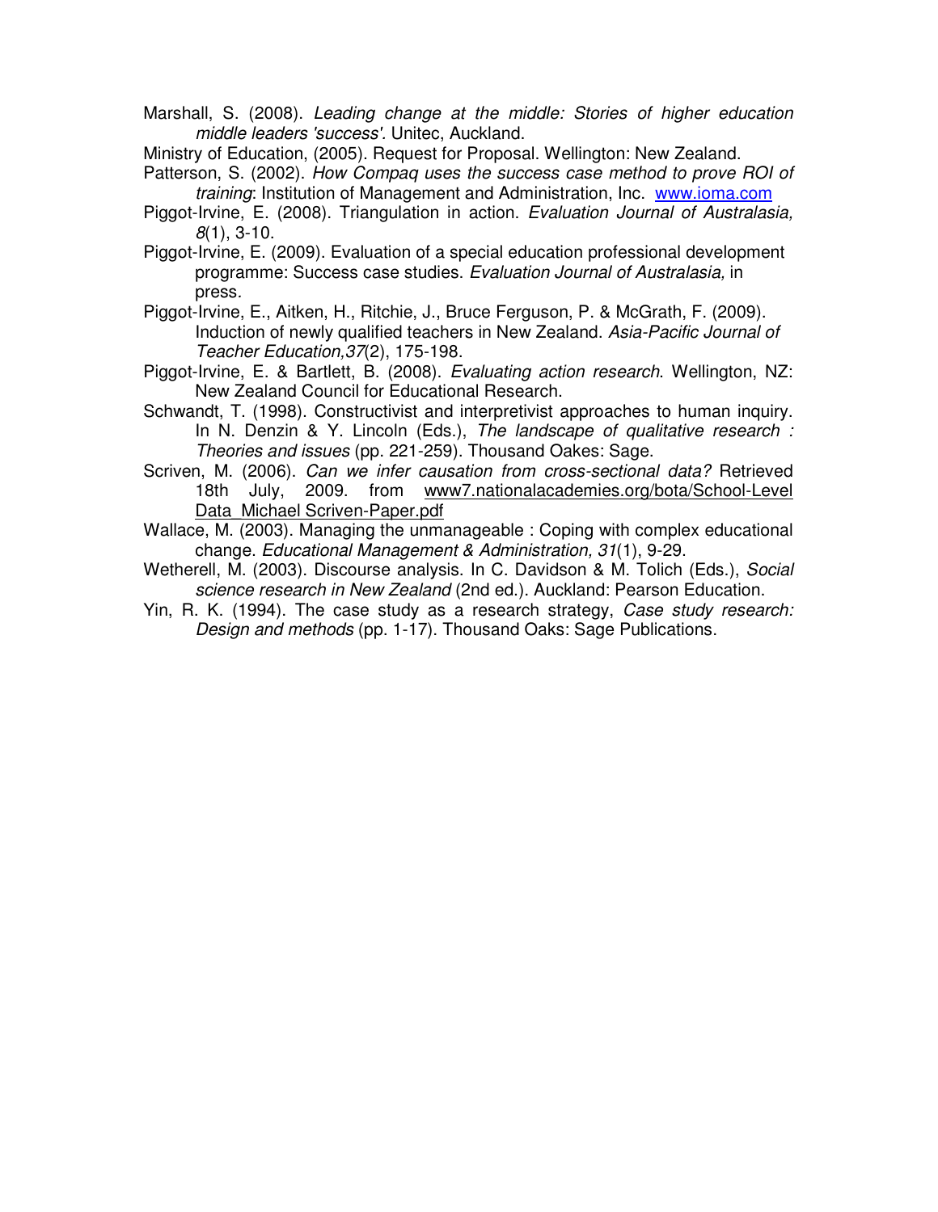Marshall, S. (2008). *Leading change at the middle: Stories of higher education middle leaders 'success'*. Unitec, Auckland.

Ministry of Education, (2005). Request for Proposal. Wellington: New Zealand.

Patterson, S. (2002). *How Compaq uses the success case method to prove ROI of training*: Institution of Management and Administration, Inc. www.ioma.com

Piggot-Irvine, E. (2008). Triangulation in action. *Evaluation Journal of Australasia, 8*(1), 3-10.

Piggot-Irvine, E. (2009). Evaluation of a special education professional development programme: Success case studies. *Evaluation Journal of Australasia,* in press.

Piggot-Irvine, E., Aitken, H., Ritchie, J., Bruce Ferguson, P. & McGrath, F. (2009). Induction of newly qualified teachers in New Zealand. *Asia-Pacific Journal of Teacher Education,37*(2), 175-198.

Piggot-Irvine, E. & Bartlett, B. (2008). *Evaluating action research*. Wellington, NZ: New Zealand Council for Educational Research.

Schwandt, T. (1998). Constructivist and interpretivist approaches to human inquiry. In N. Denzin & Y. Lincoln (Eds.), *The landscape of qualitative research : Theories and issues* (pp. 221-259). Thousand Oakes: Sage.

Scriven, M. (2006). *Can we infer causation from cross-sectional data?* Retrieved 18th July, 2009. from www7.nationalacademies.org/bota/School-Level Data_Michael Scriven-Paper.pdf

Wallace, M. (2003). Managing the unmanageable : Coping with complex educational change. *Educational Management & Administration, 31*(1), 9-29.

Wetherell, M. (2003). Discourse analysis. In C. Davidson & M. Tolich (Eds.), *Social science research in New Zealand* (2nd ed.). Auckland: Pearson Education.

Yin, R. K. (1994). The case study as a research strategy, *Case study research: Design and methods* (pp. 1-17). Thousand Oaks: Sage Publications.